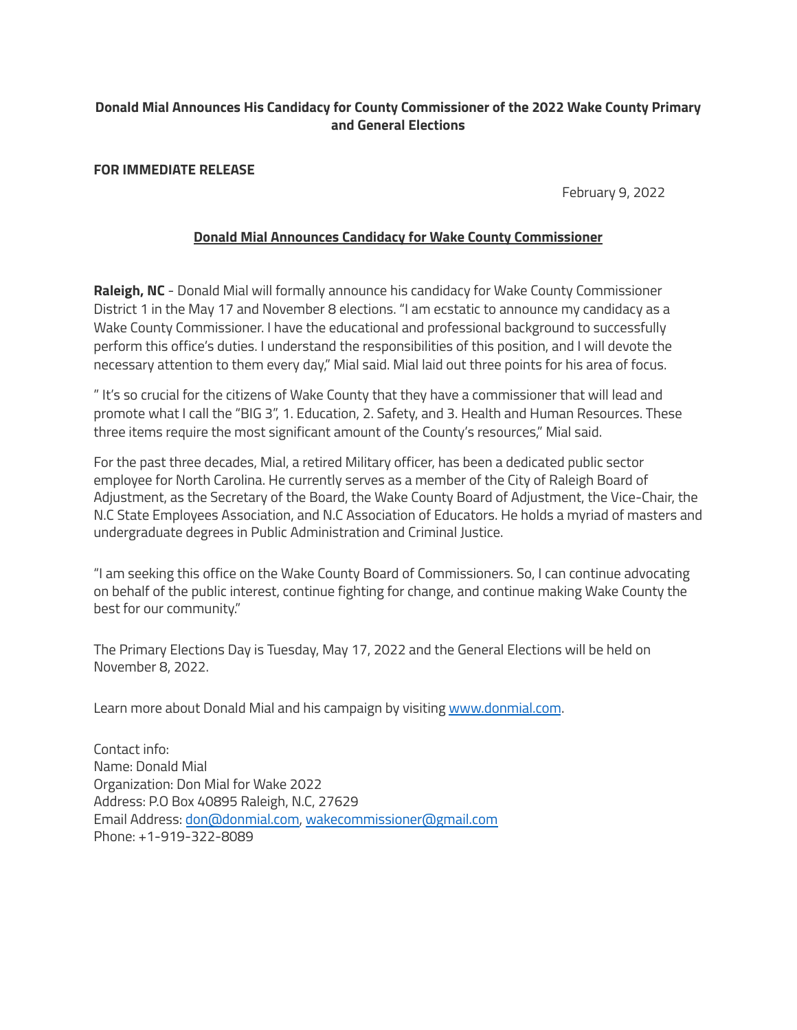**Donald Mial Announces His Candidacy for County Commissioner of the 2022 Wake County Primary and General Elections**

**FOR IMMEDIATE RELEASE**

February 9, 2022

## Donald Mial Announces Candidacy for Wake County Commissioner

**Raleigh, NC** - Donald Mial will formally announce his candidacy for Wake County Commissioner District 1 in the May 17 and November 8 elections. "I am ecstatic to announce my candidacy as a Wake County Commissioner. I have the educational and professional background to successfully perform this office's duties. I understand the responsibilities of this position, and I will devote the necessary attention to them every day," Mial said. Mial laid out three points for his area of focus.

" It's so crucial for the citizens of Wake County that they have a commissioner that will lead and promote what I call the "BIG 3", 1. Education, 2. Safety, and 3. Health and Human Resources. These three items require the most significant amount of the County's resources," Mial said.

For the past three decades, Mial, a retired Military officer, has been a dedicated public sector employee for North Carolina. He currently serves as a member of the City of Raleigh Board of Adjustment, as the Secretary of the Board, the Wake County Board of Adjustment, the Vice-Chair, the N.C State Employees Association, and N.C Association of Educators. He holds a myriad of masters and undergraduate degrees in Public Administration and Criminal Justice.

"I am seeking this office on the Wake County Board of Commissioners. So, I can continue advocating on behalf of the public interest, continue fighting for change, and continue making Wake County the best for our community."

The Primary Elections Day is Tuesday, May 17, 2022 and the General Elections will be held on November 8, 2022.

Learn more about Donald Mial and his campaign by visiting [www.donmial.com](http://www.donmial.com).

Contact info:
Name: Donald Mial
Organization: Don Mial for Wake 2022
Address: P.O Box 40895 Raleigh, N.C, 27629
Email Address: don@donmial.com, wakecommissioner@gmail.com
Phone: +1-919-322-8089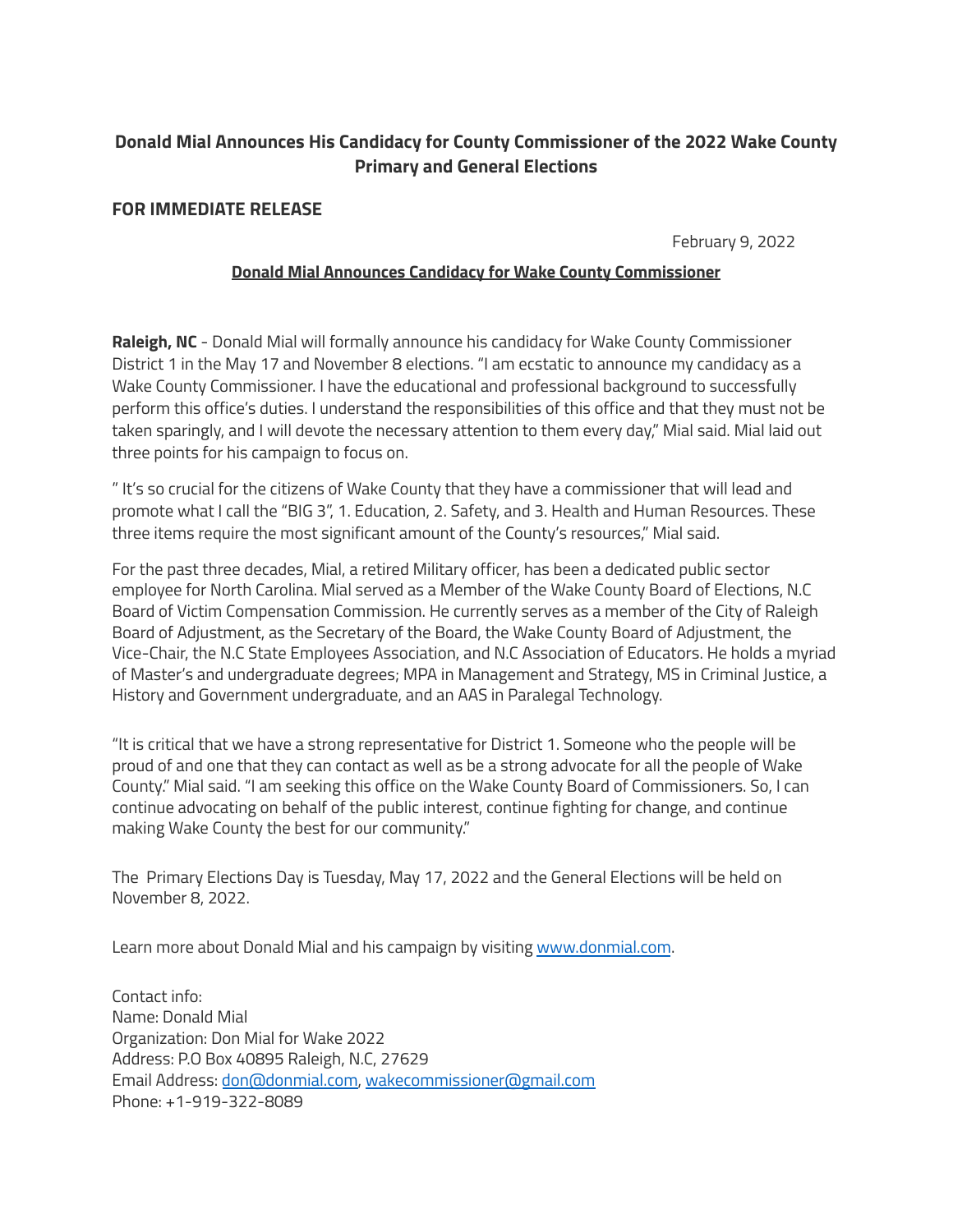# Donald Mial Announces His Candidacy for County Commissioner of the 2022 Wake County Primary and General Elections

**FOR IMMEDIATE RELEASE**

February 9, 2022

**Donald Mial Announces Candidacy for Wake County Commissioner**

**Raleigh, NC** - Donald Mial will formally announce his candidacy for Wake County Commissioner District 1 in the May 17 and November 8 elections. "I am ecstatic to announce my candidacy as a Wake County Commissioner. I have the educational and professional background to successfully perform this office's duties. I understand the responsibilities of this office and that they must not be taken sparingly, and I will devote the necessary attention to them every day," Mial said. Mial laid out three points for his campaign to focus on.

" It's so crucial for the citizens of Wake County that they have a commissioner that will lead and promote what I call the "BIG 3", 1. Education, 2. Safety, and 3. Health and Human Resources. These three items require the most significant amount of the County's resources," Mial said.

For the past three decades, Mial, a retired Military officer, has been a dedicated public sector employee for North Carolina. Mial served as a Member of the Wake County Board of Elections, N.C Board of Victim Compensation Commission. He currently serves as a member of the City of Raleigh Board of Adjustment, as the Secretary of the Board, the Wake County Board of Adjustment, the Vice-Chair, the N.C State Employees Association, and N.C Association of Educators. He holds a myriad of Master's and undergraduate degrees; MPA in Management and Strategy, MS in Criminal Justice, a History and Government undergraduate, and an AAS in Paralegal Technology.

"It is critical that we have a strong representative for District 1. Someone who the people will be proud of and one that they can contact as well as be a strong advocate for all the people of Wake County." Mial said. "I am seeking this office on the Wake County Board of Commissioners. So, I can continue advocating on behalf of the public interest, continue fighting for change, and continue making Wake County the best for our community."

The Primary Elections Day is Tuesday, May 17, 2022 and the General Elections will be held on November 8, 2022.

Learn more about Donald Mial and his campaign by visiting www.donmial.com.

Contact info:
Name: Donald Mial
Organization: Don Mial for Wake 2022
Address: P.O Box 40895 Raleigh, N.C, 27629
Email Address: don@donmial.com, wakecommissioner@gmail.com
Phone: +1-919-322-8089